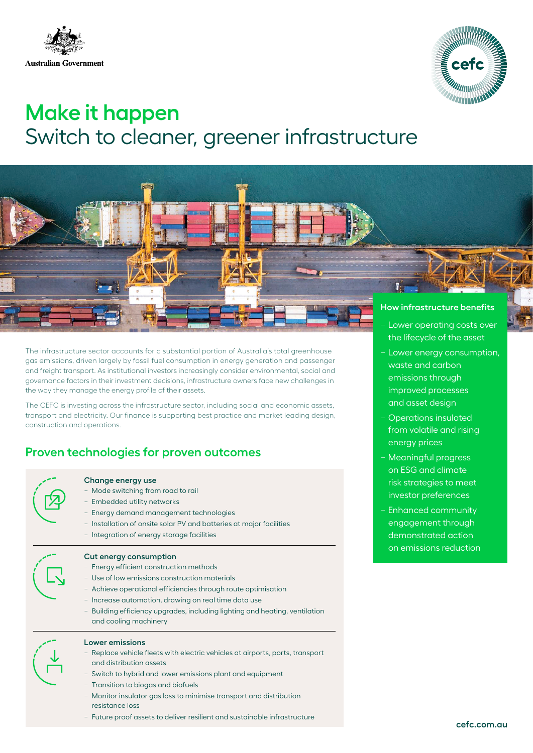Australian Government

# Make it happen
## Switch to cleaner, greener infrastructure

The infrastructure sector accounts for a substantial portion of Australia's total greenhouse gas emissions, driven largely by fossil fuel consumption in energy generation and passenger and freight transport. As institutional investors increasingly consider environmental, social and governance factors in their investment decisions, infrastructure owners face new challenges in the way they manage the energy profile of their assets.

The CEFC is investing across the infrastructure sector, including social and economic assets, transport and electricity. Our finance is supporting best practice and market leading design, construction and operations.

### How infrastructure benefits

- Lower operating costs over the lifecycle of the asset
- Lower energy consumption, waste and carbon emissions through improved processes and asset design
- Operations insulated from volatile and rising energy prices
- Meaningful progress on ESG and climate risk strategies to meet investor preferences
- Enhanced community engagement through demonstrated action on emissions reduction

## Proven technologies for proven outcomes

### Change energy use

- Mode switching from road to rail
- Embedded utility networks
- Energy demand management technologies
- Installation of onsite solar PV and batteries at major facilities
- Integration of energy storage facilities

### Cut energy consumption

- Energy efficient construction methods
- Use of low emissions construction materials
- Achieve operational efficiencies through route optimisation
- Increase automation, drawing on real time data use
- Building efficiency upgrades, including lighting and heating, ventilation and cooling machinery

### Lower emissions

- Replace vehicle fleets with electric vehicles at airports, ports, transport and distribution assets
- Switch to hybrid and lower emissions plant and equipment
- Transition to biogas and biofuels
- Monitor insulator gas loss to minimise transport and distribution resistance loss
- Future proof assets to deliver resilient and sustainable infrastructure

cefc.com.au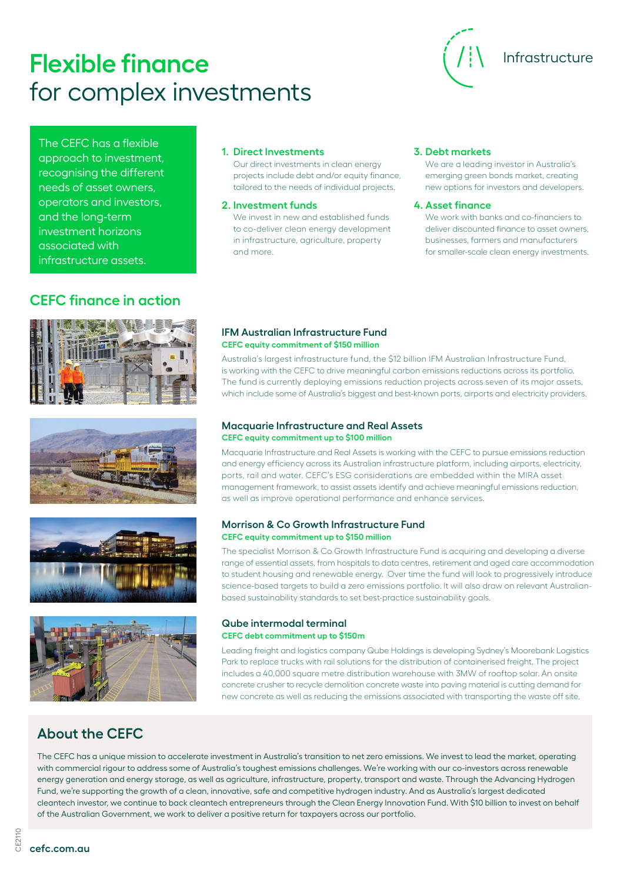# Flexible finance
for complex investments

Infrastructure

The CEFC has a flexible approach to investment, recognising the different needs of asset owners, operators and investors, and the long-term investment horizons associated with infrastructure assets.

1. **Direct Investments**
   Our direct investments in clean energy projects include debt and/or equity finance, tailored to the needs of individual projects.

2. **Investment funds**
   We invest in new and established funds to co-deliver clean energy development in infrastructure, agriculture, property and more.

3. **Debt markets**
   We are a leading investor in Australia's emerging green bonds market, creating new options for investors and developers.

4. **Asset finance**
   We work with banks and co-financiers to deliver discounted finance to asset owners, businesses, farmers and manufacturers for smaller-scale clean energy investments.

## CEFC finance in action

### IFM Australian Infrastructure Fund

**CEFC equity commitment of $150 million**

Australia's largest infrastructure fund, the $12 billion IFM Australian Infrastructure Fund, is working with the CEFC to drive meaningful carbon emissions reductions across its portfolio. The fund is currently deploying emissions reduction projects across seven of its major assets, which include some of Australia's biggest and best-known ports, airports and electricity providers.

### Macquarie Infrastructure and Real Assets

**CEFC equity commitment up to $100 million**

Macquarie Infrastructure and Real Assets is working with the CEFC to pursue emissions reduction and energy efficiency across its Australian infrastructure platform, including airports, electricity, ports, rail and water. CEFC's ESG considerations are embedded within the MIRA asset management framework, to assist assets identify and achieve meaningful emissions reduction, as well as improve operational performance and enhance services.

### Morrison & Co Growth Infrastructure Fund

**CEFC equity commitment up to $150 million**

The specialist Morrison & Co Growth Infrastructure Fund is acquiring and developing a diverse range of essential assets, from hospitals to data centres, retirement and aged care accommodation to student housing and renewable energy. Over time the fund will look to progressively introduce science-based targets to build a zero emissions portfolio. It will also draw on relevant Australian-based sustainability standards to set best-practice sustainability goals.

### Qube intermodal terminal

**CEFC debt commitment up to $150m**

Leading freight and logistics company Qube Holdings is developing Sydney's Moorebank Logistics Park to replace trucks with rail solutions for the distribution of containerised freight. The project includes a 40,000 square metre distribution warehouse with 3MW of rooftop solar. An onsite concrete crusher to recycle demolition concrete waste into paving material is cutting demand for new concrete as well as reducing the emissions associated with transporting the waste off site.

## About the CEFC

The CEFC has a unique mission to accelerate investment in Australia's transition to net zero emissions. We invest to lead the market, operating with commercial rigour to address some of Australia's toughest emissions challenges. We're working with our co-investors across renewable energy generation and energy storage, as well as agriculture, infrastructure, property, transport and waste. Through the Advancing Hydrogen Fund, we're supporting the growth of a clean, innovative, safe and competitive hydrogen industry. And as Australia's largest dedicated cleantech investor, we continue to back cleantech entrepreneurs through the Clean Energy Innovation Fund. With $10 billion to invest on behalf of the Australian Government, we work to deliver a positive return for taxpayers across our portfolio.

CE2110

**cefc.com.au**